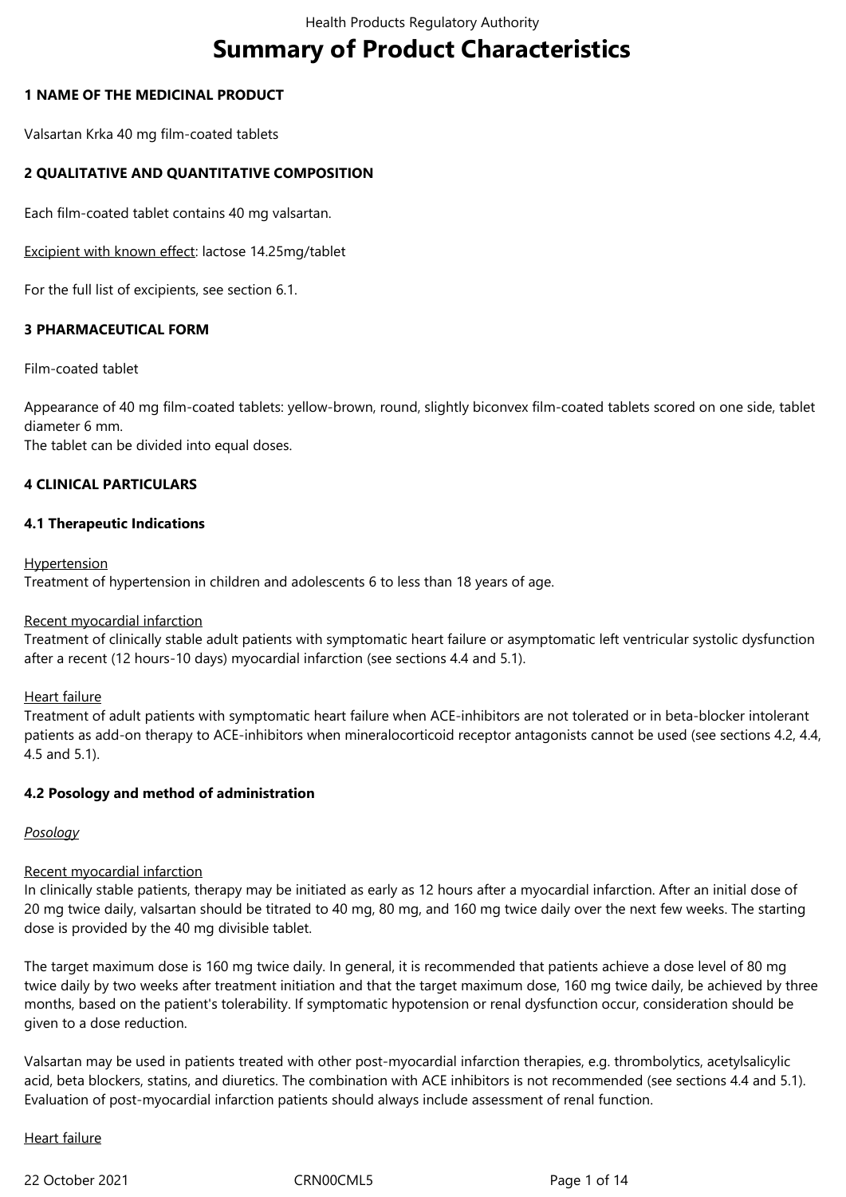# Summary of Product Characteristics

## 1 NAME OF THE MEDICINAL PRODUCT

Valsartan Krka 40 mg film-coated tablets

## 2 QUALITATIVE AND QUANTITATIVE COMPOSITION

Each film-coated tablet contains 40 mg valsartan.

Excipient with known effect: lactose 14.25mg/tablet

For the full list of excipients, see section 6.1.

## 3 PHARMACEUTICAL FORM

Film-coated tablet

Appearance of 40 mg film-coated tablets: yellow-brown, round, slightly biconvex film-coated tablets scored on one side, tablet diameter 6 mm.
The tablet can be divided into equal doses.

## 4 CLINICAL PARTICULARS

### 4.1 Therapeutic Indications

Hypertension
Treatment of hypertension in children and adolescents 6 to less than 18 years of age.

Recent myocardial infarction
Treatment of clinically stable adult patients with symptomatic heart failure or asymptomatic left ventricular systolic dysfunction after a recent (12 hours-10 days) myocardial infarction (see sections 4.4 and 5.1).

Heart failure
Treatment of adult patients with symptomatic heart failure when ACE-inhibitors are not tolerated or in beta-blocker intolerant patients as add-on therapy to ACE-inhibitors when mineralocorticoid receptor antagonists cannot be used (see sections 4.2, 4.4, 4.5 and 5.1).

### 4.2 Posology and method of administration

*Posology*

Recent myocardial infarction
In clinically stable patients, therapy may be initiated as early as 12 hours after a myocardial infarction. After an initial dose of 20 mg twice daily, valsartan should be titrated to 40 mg, 80 mg, and 160 mg twice daily over the next few weeks. The starting dose is provided by the 40 mg divisible tablet.

The target maximum dose is 160 mg twice daily. In general, it is recommended that patients achieve a dose level of 80 mg twice daily by two weeks after treatment initiation and that the target maximum dose, 160 mg twice daily, be achieved by three months, based on the patient's tolerability. If symptomatic hypotension or renal dysfunction occur, consideration should be given to a dose reduction.

Valsartan may be used in patients treated with other post-myocardial infarction therapies, e.g. thrombolytics, acetylsalicylic acid, beta blockers, statins, and diuretics. The combination with ACE inhibitors is not recommended (see sections 4.4 and 5.1). Evaluation of post-myocardial infarction patients should always include assessment of renal function.

Heart failure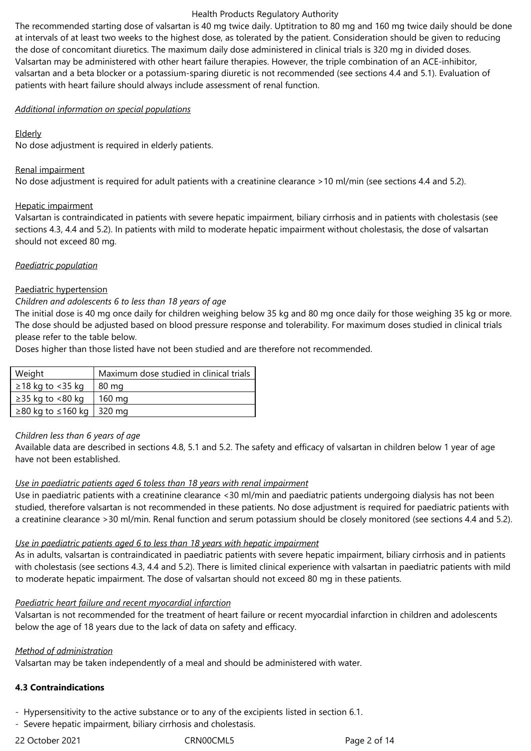The recommended starting dose of valsartan is 40 mg twice daily. Uptitration to 80 mg and 160 mg twice daily should be done at intervals of at least two weeks to the highest dose, as tolerated by the patient. Consideration should be given to reducing the dose of concomitant diuretics. The maximum daily dose administered in clinical trials is 320 mg in divided doses.
Valsartan may be administered with other heart failure therapies. However, the triple combination of an ACE-inhibitor, valsartan and a beta blocker or a potassium-sparing diuretic is not recommended (see sections 4.4 and 5.1). Evaluation of patients with heart failure should always include assessment of renal function.

*Additional information on special populations*

Elderly
No dose adjustment is required in elderly patients.

Renal impairment
No dose adjustment is required for adult patients with a creatinine clearance >10 ml/min (see sections 4.4 and 5.2).

Hepatic impairment
Valsartan is contraindicated in patients with severe hepatic impairment, biliary cirrhosis and in patients with cholestasis (see sections 4.3, 4.4 and 5.2). In patients with mild to moderate hepatic impairment without cholestasis, the dose of valsartan should not exceed 80 mg.

*Paediatric population*

Paediatric hypertension
*Children and adolescents 6 to less than 18 years of age*
The initial dose is 40 mg once daily for children weighing below 35 kg and 80 mg once daily for those weighing 35 kg or more. The dose should be adjusted based on blood pressure response and tolerability. For maximum doses studied in clinical trials please refer to the table below.
Doses higher than those listed have not been studied and are therefore not recommended.

| Weight | Maximum dose studied in clinical trials |
|---|---|
| ≥18 kg to <35 kg | 80 mg |
| ≥35 kg to <80 kg | 160 mg |
| ≥80 kg to ≤160 kg | 320 mg |

*Children less than 6 years of age*
Available data are described in sections 4.8, 5.1 and 5.2. The safety and efficacy of valsartan in children below 1 year of age have not been established.

*Use in paediatric patients aged 6 toless than 18 years with renal impairment*
Use in paediatric patients with a creatinine clearance <30 ml/min and paediatric patients undergoing dialysis has not been studied, therefore valsartan is not recommended in these patients. No dose adjustment is required for paediatric patients with a creatinine clearance >30 ml/min. Renal function and serum potassium should be closely monitored (see sections 4.4 and 5.2).

*Use in paediatric patients aged 6 to less than 18 years with hepatic impairment*
As in adults, valsartan is contraindicated in paediatric patients with severe hepatic impairment, biliary cirrhosis and in patients with cholestasis (see sections 4.3, 4.4 and 5.2). There is limited clinical experience with valsartan in paediatric patients with mild to moderate hepatic impairment. The dose of valsartan should not exceed 80 mg in these patients.

*Paediatric heart failure and recent myocardial infarction*
Valsartan is not recommended for the treatment of heart failure or recent myocardial infarction in children and adolescents below the age of 18 years due to the lack of data on safety and efficacy.

*Method of administration*
Valsartan may be taken independently of a meal and should be administered with water.

**4.3 Contraindications**

- Hypersensitivity to the active substance or to any of the excipients listed in section 6.1.
- Severe hepatic impairment, biliary cirrhosis and cholestasis.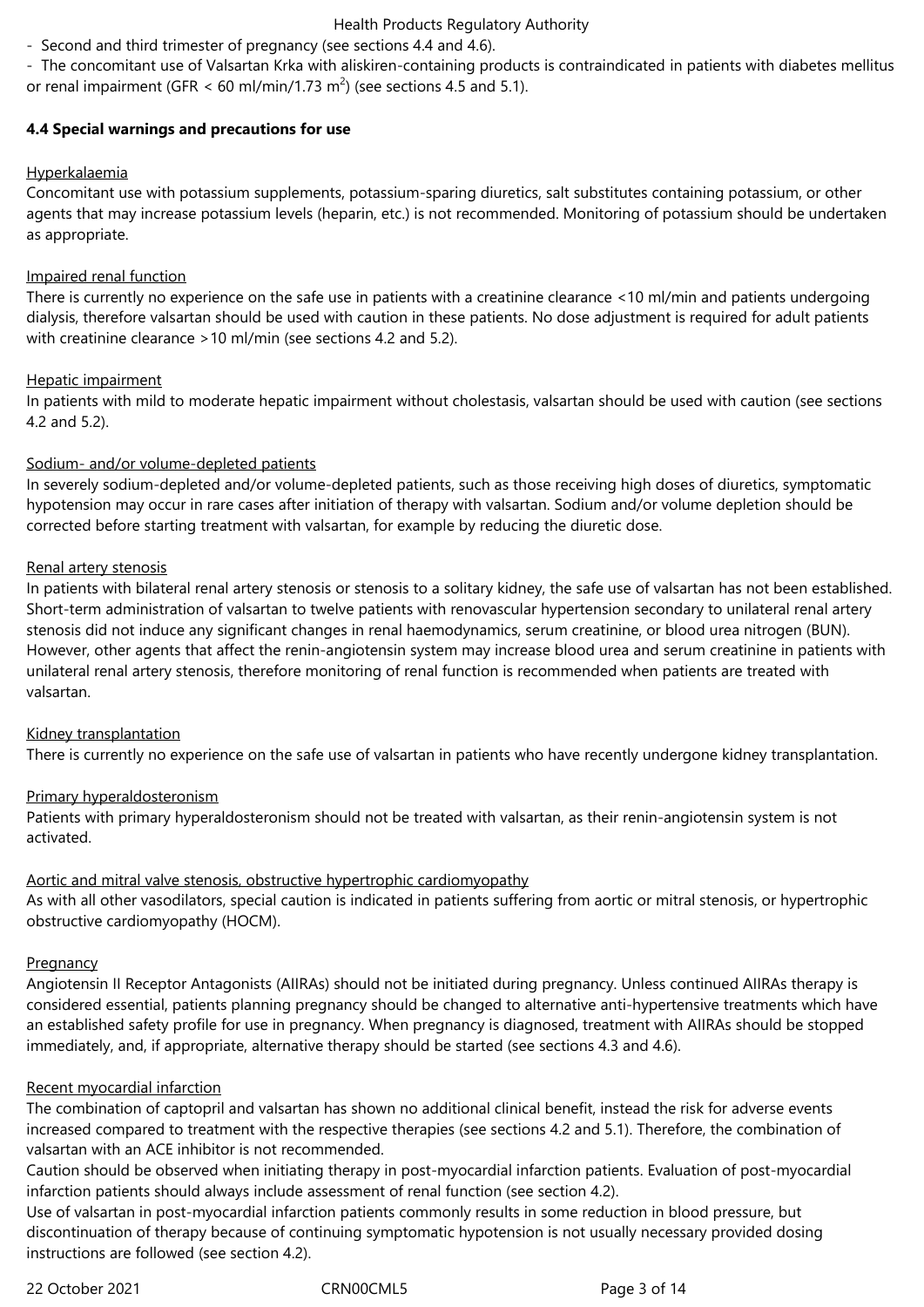- Second and third trimester of pregnancy (see sections 4.4 and 4.6).
- The concomitant use of Valsartan Krka with aliskiren-containing products is contraindicated in patients with diabetes mellitus or renal impairment (GFR < 60 ml/min/1.73 $m^2$) (see sections 4.5 and 5.1).

**4.4 Special warnings and precautions for use**

Hyperkalaemia

Concomitant use with potassium supplements, potassium-sparing diuretics, salt substitutes containing potassium, or other agents that may increase potassium levels (heparin, etc.) is not recommended. Monitoring of potassium should be undertaken as appropriate.

Impaired renal function

There is currently no experience on the safe use in patients with a creatinine clearance <10 ml/min and patients undergoing dialysis, therefore valsartan should be used with caution in these patients. No dose adjustment is required for adult patients with creatinine clearance >10 ml/min (see sections 4.2 and 5.2).

Hepatic impairment

In patients with mild to moderate hepatic impairment without cholestasis, valsartan should be used with caution (see sections 4.2 and 5.2).

Sodium- and/or volume-depleted patients

In severely sodium-depleted and/or volume-depleted patients, such as those receiving high doses of diuretics, symptomatic hypotension may occur in rare cases after initiation of therapy with valsartan. Sodium and/or volume depletion should be corrected before starting treatment with valsartan, for example by reducing the diuretic dose.

Renal artery stenosis

In patients with bilateral renal artery stenosis or stenosis to a solitary kidney, the safe use of valsartan has not been established. Short-term administration of valsartan to twelve patients with renovascular hypertension secondary to unilateral renal artery stenosis did not induce any significant changes in renal haemodynamics, serum creatinine, or blood urea nitrogen (BUN). However, other agents that affect the renin-angiotensin system may increase blood urea and serum creatinine in patients with unilateral renal artery stenosis, therefore monitoring of renal function is recommended when patients are treated with valsartan.

Kidney transplantation

There is currently no experience on the safe use of valsartan in patients who have recently undergone kidney transplantation.

Primary hyperaldosteronism

Patients with primary hyperaldosteronism should not be treated with valsartan, as their renin-angiotensin system is not activated.

Aortic and mitral valve stenosis, obstructive hypertrophic cardiomyopathy

As with all other vasodilators, special caution is indicated in patients suffering from aortic or mitral stenosis, or hypertrophic obstructive cardiomyopathy (HOCM).

Pregnancy

Angiotensin II Receptor Antagonists (AIIRAs) should not be initiated during pregnancy. Unless continued AIIRAs therapy is considered essential, patients planning pregnancy should be changed to alternative anti-hypertensive treatments which have an established safety profile for use in pregnancy. When pregnancy is diagnosed, treatment with AIIRAs should be stopped immediately, and, if appropriate, alternative therapy should be started (see sections 4.3 and 4.6).

Recent myocardial infarction

The combination of captopril and valsartan has shown no additional clinical benefit, instead the risk for adverse events increased compared to treatment with the respective therapies (see sections 4.2 and 5.1). Therefore, the combination of valsartan with an ACE inhibitor is not recommended.

Caution should be observed when initiating therapy in post-myocardial infarction patients. Evaluation of post-myocardial infarction patients should always include assessment of renal function (see section 4.2).

Use of valsartan in post-myocardial infarction patients commonly results in some reduction in blood pressure, but discontinuation of therapy because of continuing symptomatic hypotension is not usually necessary provided dosing instructions are followed (see section 4.2).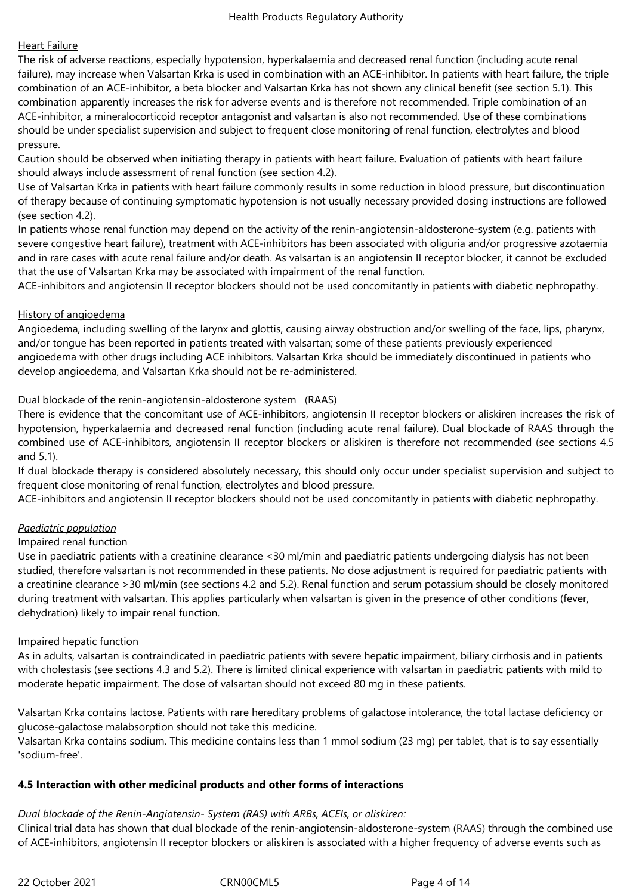Heart Failure

The risk of adverse reactions, especially hypotension, hyperkalaemia and decreased renal function (including acute renal failure), may increase when Valsartan Krka is used in combination with an ACE-inhibitor. In patients with heart failure, the triple combination of an ACE-inhibitor, a beta blocker and Valsartan Krka has not shown any clinical benefit (see section 5.1). This combination apparently increases the risk for adverse events and is therefore not recommended. Triple combination of an ACE-inhibitor, a mineralocorticoid receptor antagonist and valsartan is also not recommended. Use of these combinations should be under specialist supervision and subject to frequent close monitoring of renal function, electrolytes and blood pressure.

Caution should be observed when initiating therapy in patients with heart failure. Evaluation of patients with heart failure should always include assessment of renal function (see section 4.2).

Use of Valsartan Krka in patients with heart failure commonly results in some reduction in blood pressure, but discontinuation of therapy because of continuing symptomatic hypotension is not usually necessary provided dosing instructions are followed (see section 4.2).

In patients whose renal function may depend on the activity of the renin-angiotensin-aldosterone-system (e.g. patients with severe congestive heart failure), treatment with ACE-inhibitors has been associated with oliguria and/or progressive azotaemia and in rare cases with acute renal failure and/or death. As valsartan is an angiotensin II receptor blocker, it cannot be excluded that the use of Valsartan Krka may be associated with impairment of the renal function.

ACE-inhibitors and angiotensin II receptor blockers should not be used concomitantly in patients with diabetic nephropathy.

History of angioedema

Angioedema, including swelling of the larynx and glottis, causing airway obstruction and/or swelling of the face, lips, pharynx, and/or tongue has been reported in patients treated with valsartan; some of these patients previously experienced angioedema with other drugs including ACE inhibitors. Valsartan Krka should be immediately discontinued in patients who develop angioedema, and Valsartan Krka should not be re-administered.

Dual blockade of the renin-angiotensin-aldosterone system (RAAS)

There is evidence that the concomitant use of ACE-inhibitors, angiotensin II receptor blockers or aliskiren increases the risk of hypotension, hyperkalaemia and decreased renal function (including acute renal failure). Dual blockade of RAAS through the combined use of ACE-inhibitors, angiotensin II receptor blockers or aliskiren is therefore not recommended (see sections 4.5 and 5.1).

If dual blockade therapy is considered absolutely necessary, this should only occur under specialist supervision and subject to frequent close monitoring of renal function, electrolytes and blood pressure.

ACE-inhibitors and angiotensin II receptor blockers should not be used concomitantly in patients with diabetic nephropathy.

*Paediatric population*

Impaired renal function

Use in paediatric patients with a creatinine clearance <30 ml/min and paediatric patients undergoing dialysis has not been studied, therefore valsartan is not recommended in these patients. No dose adjustment is required for paediatric patients with a creatinine clearance >30 ml/min (see sections 4.2 and 5.2). Renal function and serum potassium should be closely monitored during treatment with valsartan. This applies particularly when valsartan is given in the presence of other conditions (fever, dehydration) likely to impair renal function.

Impaired hepatic function

As in adults, valsartan is contraindicated in paediatric patients with severe hepatic impairment, biliary cirrhosis and in patients with cholestasis (see sections 4.3 and 5.2). There is limited clinical experience with valsartan in paediatric patients with mild to moderate hepatic impairment. The dose of valsartan should not exceed 80 mg in these patients.

Valsartan Krka contains lactose. Patients with rare hereditary problems of galactose intolerance, the total lactase deficiency or glucose-galactose malabsorption should not take this medicine.

Valsartan Krka contains sodium. This medicine contains less than 1 mmol sodium (23 mg) per tablet, that is to say essentially 'sodium-free'.

**4.5 Interaction with other medicinal products and other forms of interactions**

*Dual blockade of the Renin-Angiotensin- System (RAS) with ARBs, ACEIs, or aliskiren:*

Clinical trial data has shown that dual blockade of the renin-angiotensin-aldosterone-system (RAAS) through the combined use of ACE-inhibitors, angiotensin II receptor blockers or aliskiren is associated with a higher frequency of adverse events such as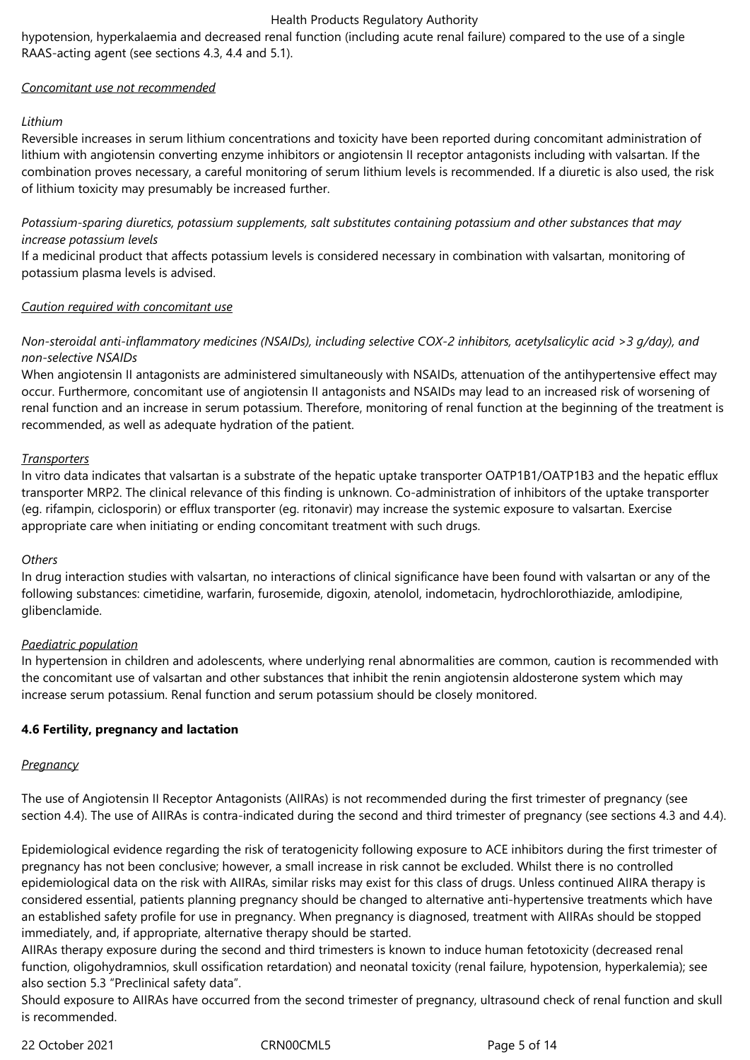hypotension, hyperkalaemia and decreased renal function (including acute renal failure) compared to the use of a single RAAS-acting agent (see sections 4.3, 4.4 and 5.1).

*Concomitant use not recommended*

*Lithium*

Reversible increases in serum lithium concentrations and toxicity have been reported during concomitant administration of lithium with angiotensin converting enzyme inhibitors or angiotensin II receptor antagonists including with valsartan. If the combination proves necessary, a careful monitoring of serum lithium levels is recommended. If a diuretic is also used, the risk of lithium toxicity may presumably be increased further.

*Potassium-sparing diuretics, potassium supplements, salt substitutes containing potassium and other substances that may increase potassium levels*

If a medicinal product that affects potassium levels is considered necessary in combination with valsartan, monitoring of potassium plasma levels is advised.

*Caution required with concomitant use*

*Non-steroidal anti-inflammatory medicines (NSAIDs), including selective COX-2 inhibitors, acetylsalicylic acid >3 g/day), and non-selective NSAIDs*

When angiotensin II antagonists are administered simultaneously with NSAIDs, attenuation of the antihypertensive effect may occur. Furthermore, concomitant use of angiotensin II antagonists and NSAIDs may lead to an increased risk of worsening of renal function and an increase in serum potassium. Therefore, monitoring of renal function at the beginning of the treatment is recommended, as well as adequate hydration of the patient.

*Transporters*

In vitro data indicates that valsartan is a substrate of the hepatic uptake transporter OATP1B1/OATP1B3 and the hepatic efflux transporter MRP2. The clinical relevance of this finding is unknown. Co-administration of inhibitors of the uptake transporter (eg. rifampin, ciclosporin) or efflux transporter (eg. ritonavir) may increase the systemic exposure to valsartan. Exercise appropriate care when initiating or ending concomitant treatment with such drugs.

*Others*

In drug interaction studies with valsartan, no interactions of clinical significance have been found with valsartan or any of the following substances: cimetidine, warfarin, furosemide, digoxin, atenolol, indometacin, hydrochlorothiazide, amlodipine, glibenclamide.

*Paediatric population*

In hypertension in children and adolescents, where underlying renal abnormalities are common, caution is recommended with the concomitant use of valsartan and other substances that inhibit the renin angiotensin aldosterone system which may increase serum potassium. Renal function and serum potassium should be closely monitored.

**4.6 Fertility, pregnancy and lactation**

*Pregnancy*

The use of Angiotensin II Receptor Antagonists (AIIRAs) is not recommended during the first trimester of pregnancy (see section 4.4). The use of AIIRAs is contra-indicated during the second and third trimester of pregnancy (see sections 4.3 and 4.4).

Epidemiological evidence regarding the risk of teratogenicity following exposure to ACE inhibitors during the first trimester of pregnancy has not been conclusive; however, a small increase in risk cannot be excluded. Whilst there is no controlled epidemiological data on the risk with AIIRAs, similar risks may exist for this class of drugs. Unless continued AIIRA therapy is considered essential, patients planning pregnancy should be changed to alternative anti-hypertensive treatments which have an established safety profile for use in pregnancy. When pregnancy is diagnosed, treatment with AIIRAs should be stopped immediately, and, if appropriate, alternative therapy should be started.
AIIRAs therapy exposure during the second and third trimesters is known to induce human fetotoxicity (decreased renal function, oligohydramnios, skull ossification retardation) and neonatal toxicity (renal failure, hypotension, hyperkalemia); see also section 5.3 “Preclinical safety data”.
Should exposure to AIIRAs have occurred from the second trimester of pregnancy, ultrasound check of renal function and skull is recommended.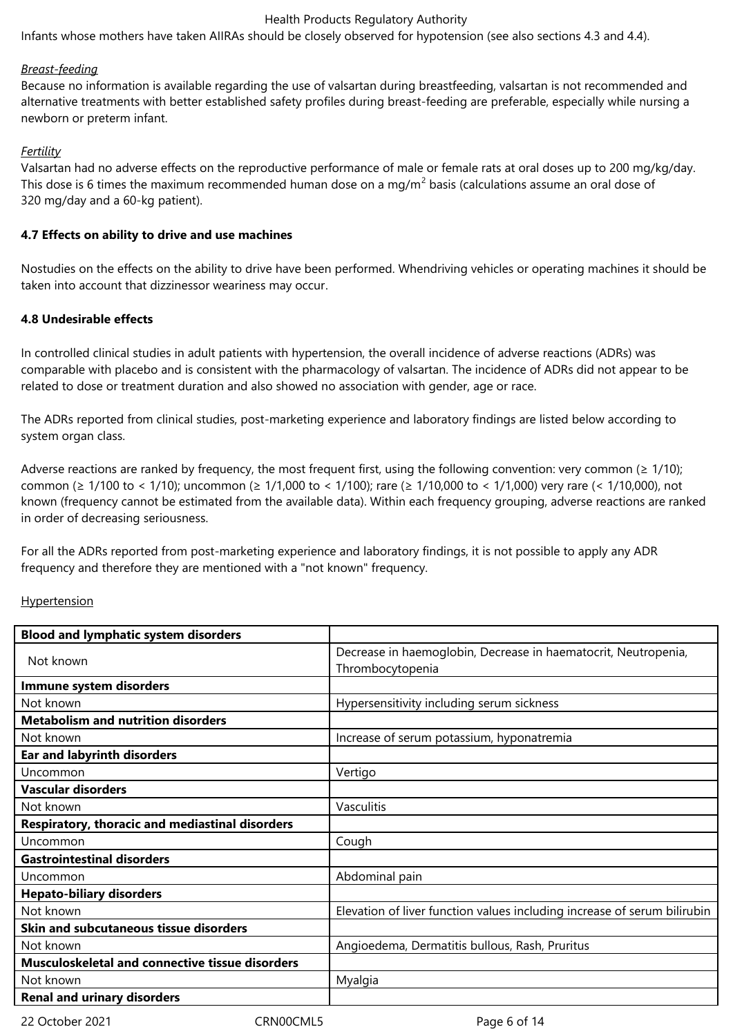Infants whose mothers have taken AIIRAs should be closely observed for hypotension (see also sections 4.3 and 4.4).

*Breast-feeding*

Because no information is available regarding the use of valsartan during breastfeeding, valsartan is not recommended and alternative treatments with better established safety profiles during breast-feeding are preferable, especially while nursing a newborn or preterm infant.

*Fertility*

Valsartan had no adverse effects on the reproductive performance of male or female rats at oral doses up to 200 mg/kg/day. This dose is 6 times the maximum recommended human dose on a mg/$m^2$ basis (calculations assume an oral dose of 320 mg/day and a 60-kg patient).

**4.7 Effects on ability to drive and use machines**

Nostudies on the effects on the ability to drive have been performed. Whendriving vehicles or operating machines it should be taken into account that dizzinessor weariness may occur.

**4.8 Undesirable effects**

In controlled clinical studies in adult patients with hypertension, the overall incidence of adverse reactions (ADRs) was comparable with placebo and is consistent with the pharmacology of valsartan. The incidence of ADRs did not appear to be related to dose or treatment duration and also showed no association with gender, age or race.

The ADRs reported from clinical studies, post-marketing experience and laboratory findings are listed below according to system organ class.

Adverse reactions are ranked by frequency, the most frequent first, using the following convention: very common (≥ 1/10); common (≥ 1/100 to < 1/10); uncommon (≥ 1/1,000 to < 1/100); rare (≥ 1/10,000 to < 1/1,000) very rare (< 1/10,000), not known (frequency cannot be estimated from the available data). Within each frequency grouping, adverse reactions are ranked in order of decreasing seriousness.

For all the ADRs reported from post-marketing experience and laboratory findings, it is not possible to apply any ADR frequency and therefore they are mentioned with a "not known" frequency.

Hypertension

| **Blood and lymphatic system disorders** | |
|---|---|
| Not known | Decrease in haemoglobin, Decrease in haematocrit, Neutropenia, Thrombocytopenia |
| **Immune system disorders** | |
| Not known | Hypersensitivity including serum sickness |
| **Metabolism and nutrition disorders** | |
| Not known | Increase of serum potassium, hyponatremia |
| **Ear and labyrinth disorders** | |
| Uncommon | Vertigo |
| **Vascular disorders** | |
| Not known | Vasculitis |
| **Respiratory, thoracic and mediastinal disorders** | |
| Uncommon | Cough |
| **Gastrointestinal disorders** | |
| Uncommon | Abdominal pain |
| **Hepato-biliary disorders** | |
| Not known | Elevation of liver function values including increase of serum bilirubin |
| **Skin and subcutaneous tissue disorders** | |
| Not known | Angioedema, Dermatitis bullous, Rash, Pruritus |
| **Musculoskeletal and connective tissue disorders** | |
| Not known | Myalgia |
| **Renal and urinary disorders** | |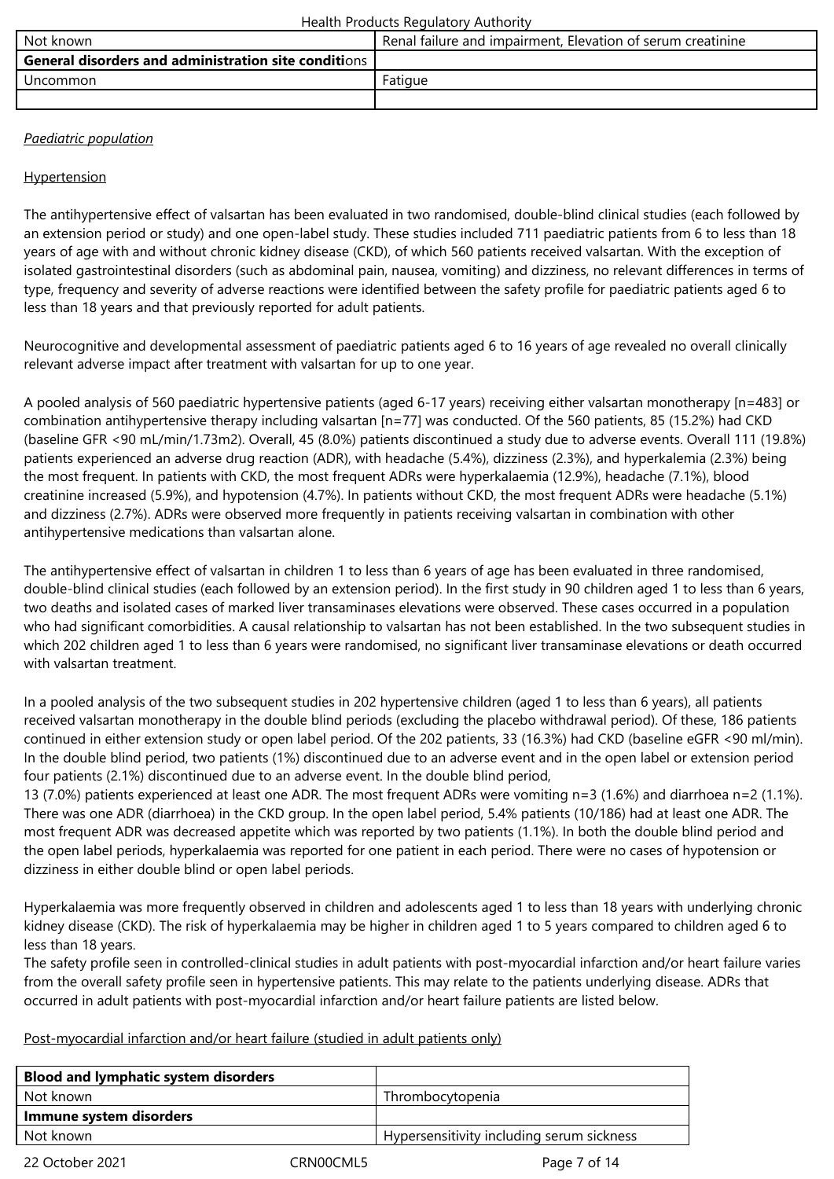| Not known | Renal failure and impairment, Elevation of serum creatinine |
|---|---|
| **General disorders and administration site conditions** | |
| Uncommon | Fatigue |
| | |

*Paediatric population*

Hypertension

The antihypertensive effect of valsartan has been evaluated in two randomised, double-blind clinical studies (each followed by an extension period or study) and one open-label study. These studies included 711 paediatric patients from 6 to less than 18 years of age with and without chronic kidney disease (CKD), of which 560 patients received valsartan. With the exception of isolated gastrointestinal disorders (such as abdominal pain, nausea, vomiting) and dizziness, no relevant differences in terms of type, frequency and severity of adverse reactions were identified between the safety profile for paediatric patients aged 6 to less than 18 years and that previously reported for adult patients.

Neurocognitive and developmental assessment of paediatric patients aged 6 to 16 years of age revealed no overall clinically relevant adverse impact after treatment with valsartan for up to one year.

A pooled analysis of 560 paediatric hypertensive patients (aged 6-17 years) receiving either valsartan monotherapy [n=483] or combination antihypertensive therapy including valsartan [n=77] was conducted. Of the 560 patients, 85 (15.2%) had CKD (baseline GFR <90 mL/min/1.73m2). Overall, 45 (8.0%) patients discontinued a study due to adverse events. Overall 111 (19.8%) patients experienced an adverse drug reaction (ADR), with headache (5.4%), dizziness (2.3%), and hyperkalemia (2.3%) being the most frequent. In patients with CKD, the most frequent ADRs were hyperkalaemia (12.9%), headache (7.1%), blood creatinine increased (5.9%), and hypotension (4.7%). In patients without CKD, the most frequent ADRs were headache (5.1%) and dizziness (2.7%). ADRs were observed more frequently in patients receiving valsartan in combination with other antihypertensive medications than valsartan alone.

The antihypertensive effect of valsartan in children 1 to less than 6 years of age has been evaluated in three randomised, double-blind clinical studies (each followed by an extension period). In the first study in 90 children aged 1 to less than 6 years, two deaths and isolated cases of marked liver transaminases elevations were observed. These cases occurred in a population who had significant comorbidities. A causal relationship to valsartan has not been established. In the two subsequent studies in which 202 children aged 1 to less than 6 years were randomised, no significant liver transaminase elevations or death occurred with valsartan treatment.

In a pooled analysis of the two subsequent studies in 202 hypertensive children (aged 1 to less than 6 years), all patients received valsartan monotherapy in the double blind periods (excluding the placebo withdrawal period). Of these, 186 patients continued in either extension study or open label period. Of the 202 patients, 33 (16.3%) had CKD (baseline eGFR <90 ml/min). In the double blind period, two patients (1%) discontinued due to an adverse event and in the open label or extension period four patients (2.1%) discontinued due to an adverse event. In the double blind period,
13 (7.0%) patients experienced at least one ADR. The most frequent ADRs were vomiting n=3 (1.6%) and diarrhoea n=2 (1.1%). There was one ADR (diarrhoea) in the CKD group. In the open label period, 5.4% patients (10/186) had at least one ADR. The most frequent ADR was decreased appetite which was reported by two patients (1.1%). In both the double blind period and the open label periods, hyperkalaemia was reported for one patient in each period. There were no cases of hypotension or dizziness in either double blind or open label periods.

Hyperkalaemia was more frequently observed in children and adolescents aged 1 to less than 18 years with underlying chronic kidney disease (CKD). The risk of hyperkalaemia may be higher in children aged 1 to 5 years compared to children aged 6 to less than 18 years.
The safety profile seen in controlled-clinical studies in adult patients with post-myocardial infarction and/or heart failure varies from the overall safety profile seen in hypertensive patients. This may relate to the patients underlying disease. ADRs that occurred in adult patients with post-myocardial infarction and/or heart failure patients are listed below.

Post-myocardial infarction and/or heart failure (studied in adult patients only)

| **Blood and lymphatic system disorders** | |
|---|---|
| Not known | Thrombocytopenia |
| **Immune system disorders** | |
| Not known | Hypersensitivity including serum sickness |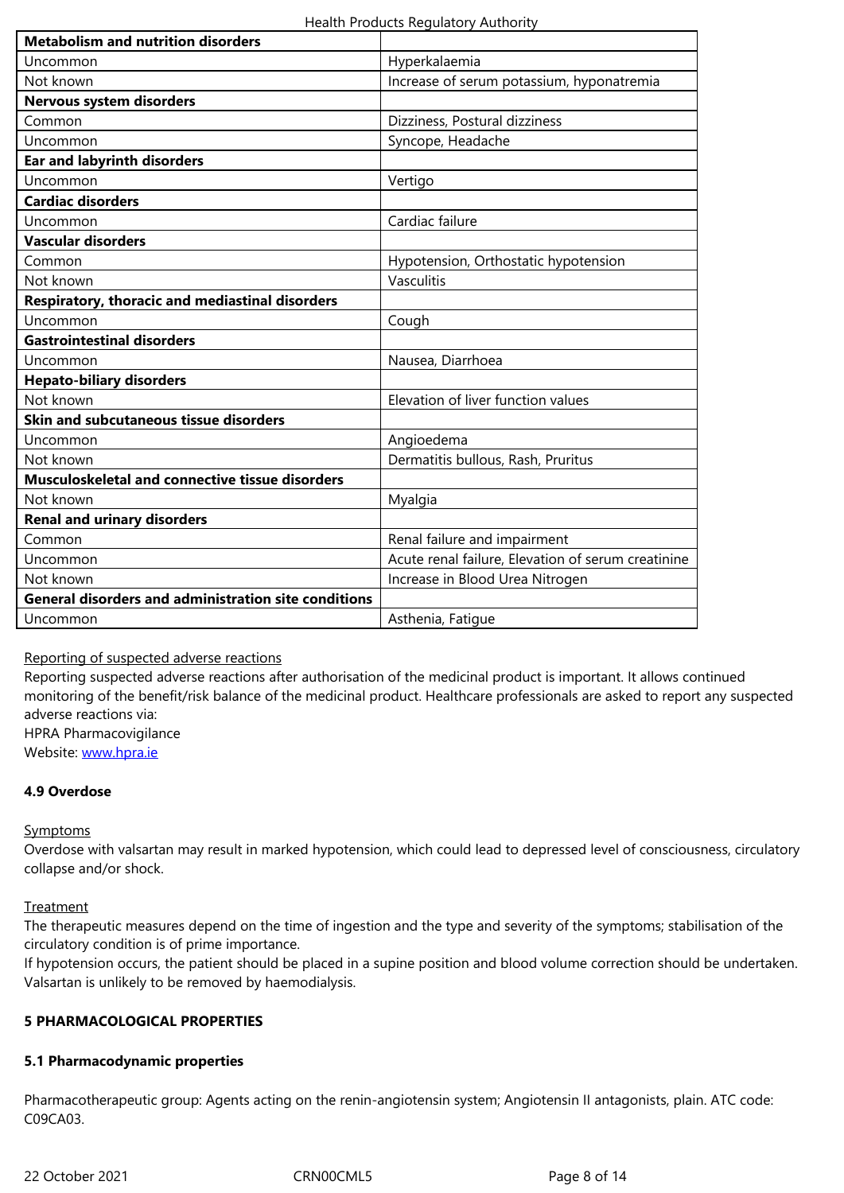| **Metabolism and nutrition disorders** | |
|---|---|
| Uncommon | Hyperkalaemia |
| Not known | Increase of serum potassium, hyponatremia |
| **Nervous system disorders** | |
| Common | Dizziness, Postural dizziness |
| Uncommon | Syncope, Headache |
| **Ear and labyrinth disorders** | |
| Uncommon | Vertigo |
| **Cardiac disorders** | |
| Uncommon | Cardiac failure |
| **Vascular disorders** | |
| Common | Hypotension, Orthostatic hypotension |
| Not known | Vasculitis |
| **Respiratory, thoracic and mediastinal disorders** | |
| Uncommon | Cough |
| **Gastrointestinal disorders** | |
| Uncommon | Nausea, Diarrhoea |
| **Hepato-biliary disorders** | |
| Not known | Elevation of liver function values |
| **Skin and subcutaneous tissue disorders** | |
| Uncommon | Angioedema |
| Not known | Dermatitis bullous, Rash, Pruritus |
| **Musculoskeletal and connective tissue disorders** | |
| Not known | Myalgia |
| **Renal and urinary disorders** | |
| Common | Renal failure and impairment |
| Uncommon | Acute renal failure, Elevation of serum creatinine |
| Not known | Increase in Blood Urea Nitrogen |
| **General disorders and administration site conditions** | |
| Uncommon | Asthenia, Fatigue |

Reporting of suspected adverse reactions

Reporting suspected adverse reactions after authorisation of the medicinal product is important. It allows continued monitoring of the benefit/risk balance of the medicinal product. Healthcare professionals are asked to report any suspected adverse reactions via:
HPRA Pharmacovigilance
Website: www.hpra.ie

### 4.9 Overdose

Symptoms

Overdose with valsartan may result in marked hypotension, which could lead to depressed level of consciousness, circulatory collapse and/or shock.

Treatment

The therapeutic measures depend on the time of ingestion and the type and severity of the symptoms; stabilisation of the circulatory condition is of prime importance.
If hypotension occurs, the patient should be placed in a supine position and blood volume correction should be undertaken.
Valsartan is unlikely to be removed by haemodialysis.

## 5 PHARMACOLOGICAL PROPERTIES

### 5.1 Pharmacodynamic properties

Pharmacotherapeutic group: Agents acting on the renin-angiotensin system; Angiotensin II antagonists, plain. ATC code: C09CA03.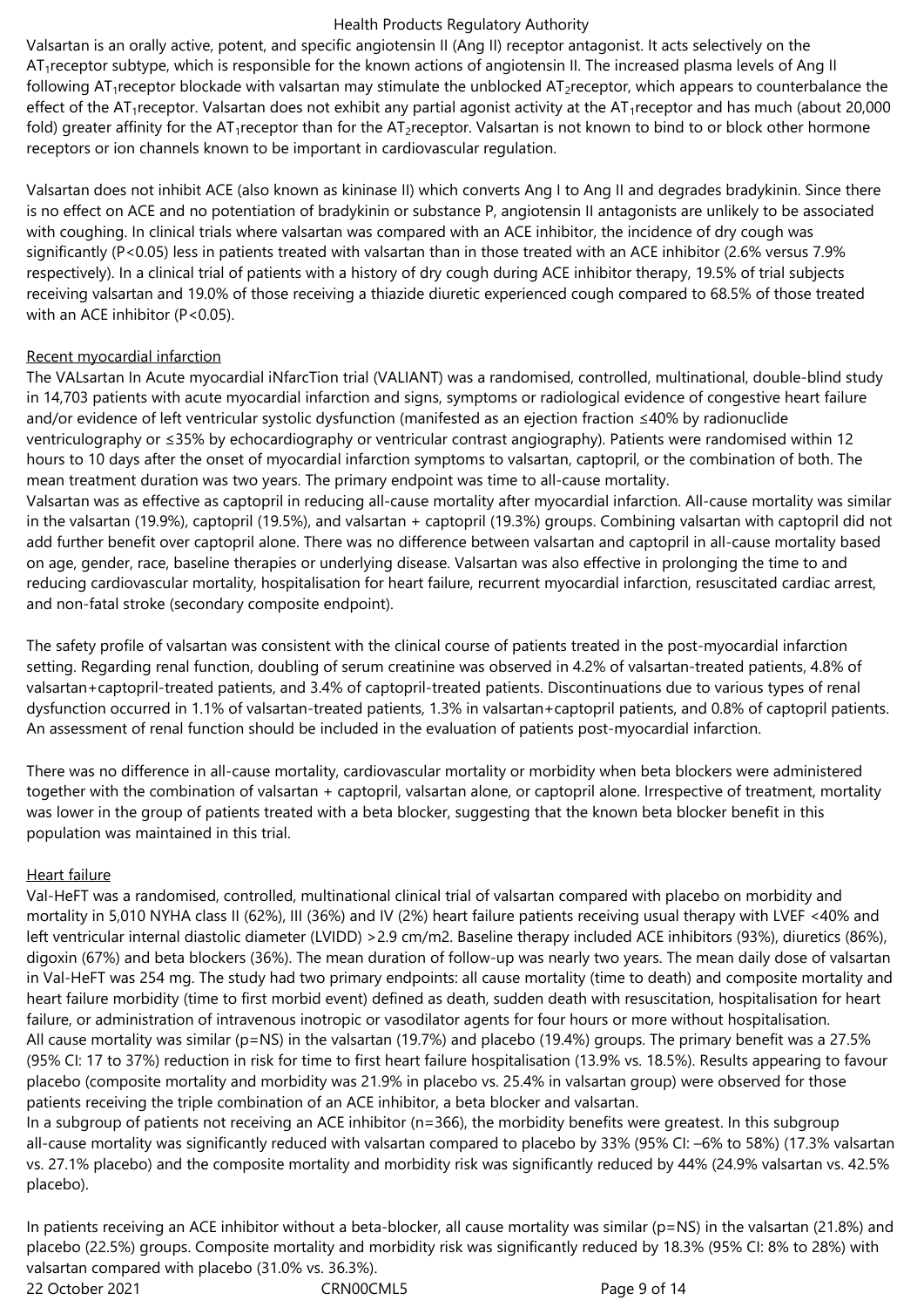Valsartan is an orally active, potent, and specific angiotensin II (Ang II) receptor antagonist. It acts selectively on the $AT_1$receptor subtype, which is responsible for the known actions of angiotensin II. The increased plasma levels of Ang II following $AT_1$receptor blockade with valsartan may stimulate the unblocked $AT_2$receptor, which appears to counterbalance the effect of the $AT_1$receptor. Valsartan does not exhibit any partial agonist activity at the $AT_1$receptor and has much (about 20,000 fold) greater affinity for the $AT_1$receptor than for the $AT_2$receptor. Valsartan is not known to bind to or block other hormone receptors or ion channels known to be important in cardiovascular regulation.

Valsartan does not inhibit ACE (also known as kininase II) which converts Ang I to Ang II and degrades bradykinin. Since there is no effect on ACE and no potentiation of bradykinin or substance P, angiotensin II antagonists are unlikely to be associated with coughing. In clinical trials where valsartan was compared with an ACE inhibitor, the incidence of dry cough was significantly ($P<0.05$) less in patients treated with valsartan than in those treated with an ACE inhibitor (2.6% versus 7.9% respectively). In a clinical trial of patients with a history of dry cough during ACE inhibitor therapy, 19.5% of trial subjects receiving valsartan and 19.0% of those receiving a thiazide diuretic experienced cough compared to 68.5% of those treated with an ACE inhibitor ($P<0.05$).

Recent myocardial infarction

The VALsartan In Acute myocardial iNfarcTion trial (VALIANT) was a randomised, controlled, multinational, double-blind study in 14,703 patients with acute myocardial infarction and signs, symptoms or radiological evidence of congestive heart failure and/or evidence of left ventricular systolic dysfunction (manifested as an ejection fraction ≤40% by radionuclide ventriculography or ≤35% by echocardiography or ventricular contrast angiography). Patients were randomised within 12 hours to 10 days after the onset of myocardial infarction symptoms to valsartan, captopril, or the combination of both. The mean treatment duration was two years. The primary endpoint was time to all-cause mortality.
Valsartan was as effective as captopril in reducing all-cause mortality after myocardial infarction. All-cause mortality was similar in the valsartan (19.9%), captopril (19.5%), and valsartan + captopril (19.3%) groups. Combining valsartan with captopril did not add further benefit over captopril alone. There was no difference between valsartan and captopril in all-cause mortality based on age, gender, race, baseline therapies or underlying disease. Valsartan was also effective in prolonging the time to and reducing cardiovascular mortality, hospitalisation for heart failure, recurrent myocardial infarction, resuscitated cardiac arrest, and non-fatal stroke (secondary composite endpoint).

The safety profile of valsartan was consistent with the clinical course of patients treated in the post-myocardial infarction setting. Regarding renal function, doubling of serum creatinine was observed in 4.2% of valsartan-treated patients, 4.8% of valsartan+captopril-treated patients, and 3.4% of captopril-treated patients. Discontinuations due to various types of renal dysfunction occurred in 1.1% of valsartan-treated patients, 1.3% in valsartan+captopril patients, and 0.8% of captopril patients. An assessment of renal function should be included in the evaluation of patients post-myocardial infarction.

There was no difference in all-cause mortality, cardiovascular mortality or morbidity when beta blockers were administered together with the combination of valsartan + captopril, valsartan alone, or captopril alone. Irrespective of treatment, mortality was lower in the group of patients treated with a beta blocker, suggesting that the known beta blocker benefit in this population was maintained in this trial.

Heart failure

Val-HeFT was a randomised, controlled, multinational clinical trial of valsartan compared with placebo on morbidity and mortality in 5,010 NYHA class II (62%), III (36%) and IV (2%) heart failure patients receiving usual therapy with LVEF <40% and left ventricular internal diastolic diameter (LVIDD) >2.9 cm/m2. Baseline therapy included ACE inhibitors (93%), diuretics (86%), digoxin (67%) and beta blockers (36%). The mean duration of follow-up was nearly two years. The mean daily dose of valsartan in Val-HeFT was 254 mg. The study had two primary endpoints: all cause mortality (time to death) and composite mortality and heart failure morbidity (time to first morbid event) defined as death, sudden death with resuscitation, hospitalisation for heart failure, or administration of intravenous inotropic or vasodilator agents for four hours or more without hospitalisation.
All cause mortality was similar (p=NS) in the valsartan (19.7%) and placebo (19.4%) groups. The primary benefit was a 27.5% (95% CI: 17 to 37%) reduction in risk for time to first heart failure hospitalisation (13.9% vs. 18.5%). Results appearing to favour placebo (composite mortality and morbidity was 21.9% in placebo vs. 25.4% in valsartan group) were observed for those patients receiving the triple combination of an ACE inhibitor, a beta blocker and valsartan.
In a subgroup of patients not receiving an ACE inhibitor (n=366), the morbidity benefits were greatest. In this subgroup all-cause mortality was significantly reduced with valsartan compared to placebo by 33% (95% CI: –6% to 58%) (17.3% valsartan vs. 27.1% placebo) and the composite mortality and morbidity risk was significantly reduced by 44% (24.9% valsartan vs. 42.5% placebo).

In patients receiving an ACE inhibitor without a beta-blocker, all cause mortality was similar (p=NS) in the valsartan (21.8%) and placebo (22.5%) groups. Composite mortality and morbidity risk was significantly reduced by 18.3% (95% CI: 8% to 28%) with valsartan compared with placebo (31.0% vs. 36.3%).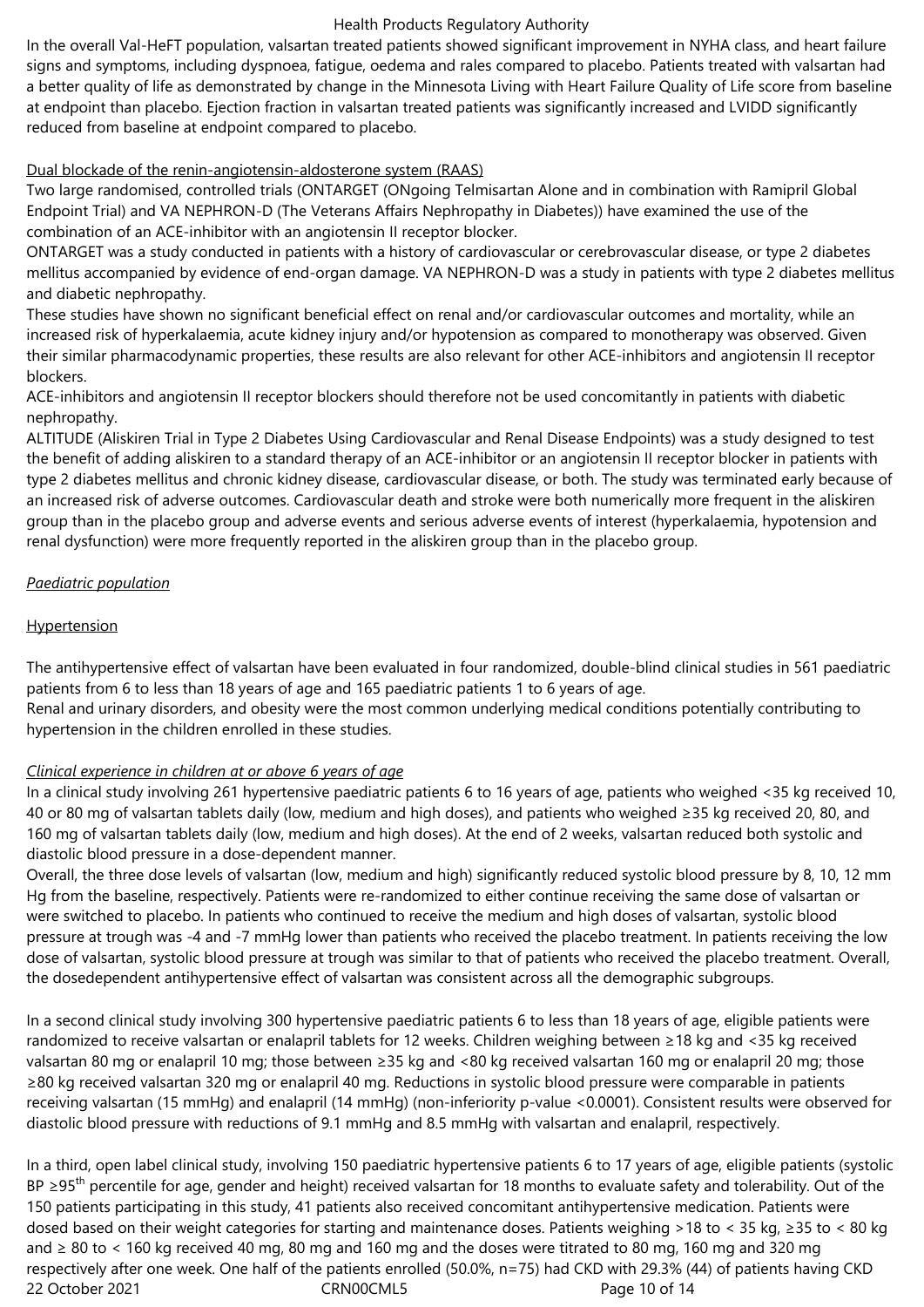In the overall Val-HeFT population, valsartan treated patients showed significant improvement in NYHA class, and heart failure signs and symptoms, including dyspnoea, fatigue, oedema and rales compared to placebo. Patients treated with valsartan had a better quality of life as demonstrated by change in the Minnesota Living with Heart Failure Quality of Life score from baseline at endpoint than placebo. Ejection fraction in valsartan treated patients was significantly increased and LVIDD significantly reduced from baseline at endpoint compared to placebo.

Dual blockade of the renin-angiotensin-aldosterone system (RAAS)

Two large randomised, controlled trials (ONTARGET (ONgoing Telmisartan Alone and in combination with Ramipril Global Endpoint Trial) and VA NEPHRON-D (The Veterans Affairs Nephropathy in Diabetes)) have examined the use of the combination of an ACE-inhibitor with an angiotensin II receptor blocker.

ONTARGET was a study conducted in patients with a history of cardiovascular or cerebrovascular disease, or type 2 diabetes mellitus accompanied by evidence of end-organ damage. VA NEPHRON-D was a study in patients with type 2 diabetes mellitus and diabetic nephropathy.

These studies have shown no significant beneficial effect on renal and/or cardiovascular outcomes and mortality, while an increased risk of hyperkalaemia, acute kidney injury and/or hypotension as compared to monotherapy was observed. Given their similar pharmacodynamic properties, these results are also relevant for other ACE-inhibitors and angiotensin II receptor blockers.

ACE-inhibitors and angiotensin II receptor blockers should therefore not be used concomitantly in patients with diabetic nephropathy.

ALTITUDE (Aliskiren Trial in Type 2 Diabetes Using Cardiovascular and Renal Disease Endpoints) was a study designed to test the benefit of adding aliskiren to a standard therapy of an ACE-inhibitor or an angiotensin II receptor blocker in patients with type 2 diabetes mellitus and chronic kidney disease, cardiovascular disease, or both. The study was terminated early because of an increased risk of adverse outcomes. Cardiovascular death and stroke were both numerically more frequent in the aliskiren group than in the placebo group and adverse events and serious adverse events of interest (hyperkalaemia, hypotension and renal dysfunction) were more frequently reported in the aliskiren group than in the placebo group.

*Paediatric population*

Hypertension

The antihypertensive effect of valsartan have been evaluated in four randomized, double-blind clinical studies in 561 paediatric patients from 6 to less than 18 years of age and 165 paediatric patients 1 to 6 years of age.

Renal and urinary disorders, and obesity were the most common underlying medical conditions potentially contributing to hypertension in the children enrolled in these studies.

*Clinical experience in children at or above 6 years of age*

In a clinical study involving 261 hypertensive paediatric patients 6 to 16 years of age, patients who weighed <35 kg received 10, 40 or 80 mg of valsartan tablets daily (low, medium and high doses), and patients who weighed ≥35 kg received 20, 80, and 160 mg of valsartan tablets daily (low, medium and high doses). At the end of 2 weeks, valsartan reduced both systolic and diastolic blood pressure in a dose-dependent manner.

Overall, the three dose levels of valsartan (low, medium and high) significantly reduced systolic blood pressure by 8, 10, 12 mm Hg from the baseline, respectively. Patients were re-randomized to either continue receiving the same dose of valsartan or were switched to placebo. In patients who continued to receive the medium and high doses of valsartan, systolic blood pressure at trough was -4 and -7 mmHg lower than patients who received the placebo treatment. In patients receiving the low dose of valsartan, systolic blood pressure at trough was similar to that of patients who received the placebo treatment. Overall, the dosedependent antihypertensive effect of valsartan was consistent across all the demographic subgroups.

In a second clinical study involving 300 hypertensive paediatric patients 6 to less than 18 years of age, eligible patients were randomized to receive valsartan or enalapril tablets for 12 weeks. Children weighing between ≥18 kg and <35 kg received valsartan 80 mg or enalapril 10 mg; those between ≥35 kg and <80 kg received valsartan 160 mg or enalapril 20 mg; those ≥80 kg received valsartan 320 mg or enalapril 40 mg. Reductions in systolic blood pressure were comparable in patients receiving valsartan (15 mmHg) and enalapril (14 mmHg) (non-inferiority p-value <0.0001). Consistent results were observed for diastolic blood pressure with reductions of 9.1 mmHg and 8.5 mmHg with valsartan and enalapril, respectively.

In a third, open label clinical study, involving 150 paediatric hypertensive patients 6 to 17 years of age, eligible patients (systolic BP ≥95$^{th}$ percentile for age, gender and height) received valsartan for 18 months to evaluate safety and tolerability. Out of the 150 patients participating in this study, 41 patients also received concomitant antihypertensive medication. Patients were dosed based on their weight categories for starting and maintenance doses. Patients weighing >18 to < 35 kg, ≥35 to < 80 kg and ≥ 80 to < 160 kg received 40 mg, 80 mg and 160 mg and the doses were titrated to 80 mg, 160 mg and 320 mg respectively after one week. One half of the patients enrolled (50.0%, n=75) had CKD with 29.3% (44) of patients having CKD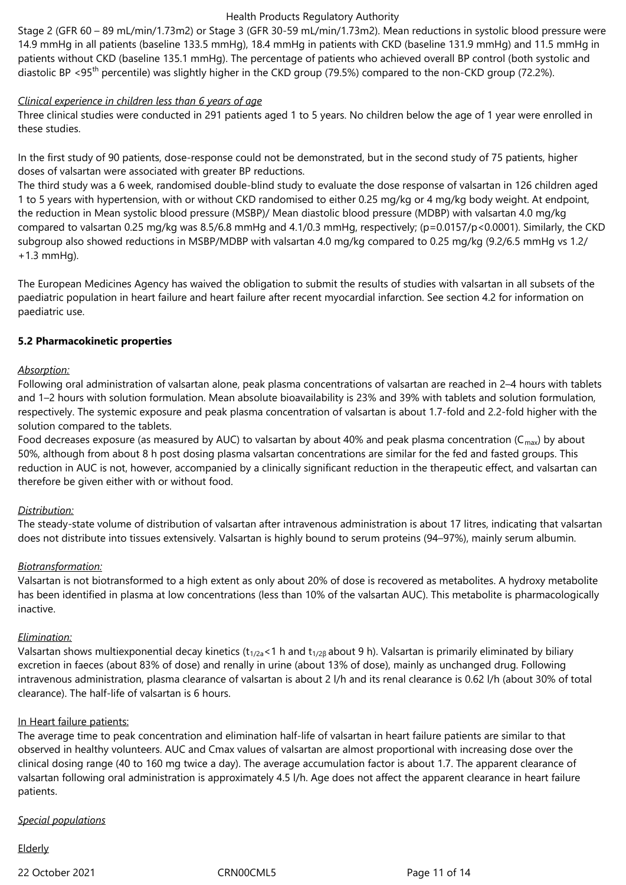Stage 2 (GFR 60 – 89 mL/min/1.73m2) or Stage 3 (GFR 30-59 mL/min/1.73m2). Mean reductions in systolic blood pressure were 14.9 mmHg in all patients (baseline 133.5 mmHg), 18.4 mmHg in patients with CKD (baseline 131.9 mmHg) and 11.5 mmHg in patients without CKD (baseline 135.1 mmHg). The percentage of patients who achieved overall BP control (both systolic and diastolic BP <95$^{th}$ percentile) was slightly higher in the CKD group (79.5%) compared to the non-CKD group (72.2%).

*Clinical experience in children less than 6 years of age*

Three clinical studies were conducted in 291 patients aged 1 to 5 years. No children below the age of 1 year were enrolled in these studies.

In the first study of 90 patients, dose-response could not be demonstrated, but in the second study of 75 patients, higher doses of valsartan were associated with greater BP reductions.

The third study was a 6 week, randomised double-blind study to evaluate the dose response of valsartan in 126 children aged 1 to 5 years with hypertension, with or without CKD randomised to either 0.25 mg/kg or 4 mg/kg body weight. At endpoint, the reduction in Mean systolic blood pressure (MSBP)/ Mean diastolic blood pressure (MDBP) with valsartan 4.0 mg/kg compared to valsartan 0.25 mg/kg was 8.5/6.8 mmHg and 4.1/0.3 mmHg, respectively; (p=0.0157/p<0.0001). Similarly, the CKD subgroup also showed reductions in MSBP/MDBP with valsartan 4.0 mg/kg compared to 0.25 mg/kg (9.2/6.5 mmHg vs 1.2/ +1.3 mmHg).

The European Medicines Agency has waived the obligation to submit the results of studies with valsartan in all subsets of the paediatric population in heart failure and heart failure after recent myocardial infarction. See section 4.2 for information on paediatric use.

## 5.2 Pharmacokinetic properties

*Absorption:*

Following oral administration of valsartan alone, peak plasma concentrations of valsartan are reached in 2–4 hours with tablets and 1–2 hours with solution formulation. Mean absolute bioavailability is 23% and 39% with tablets and solution formulation, respectively. The systemic exposure and peak plasma concentration of valsartan is about 1.7-fold and 2.2-fold higher with the solution compared to the tablets.

Food decreases exposure (as measured by AUC) to valsartan by about 40% and peak plasma concentration ($C_{max}$) by about 50%, although from about 8 h post dosing plasma valsartan concentrations are similar for the fed and fasted groups. This reduction in AUC is not, however, accompanied by a clinically significant reduction in the therapeutic effect, and valsartan can therefore be given either with or without food.

*Distribution:*

The steady-state volume of distribution of valsartan after intravenous administration is about 17 litres, indicating that valsartan does not distribute into tissues extensively. Valsartan is highly bound to serum proteins (94–97%), mainly serum albumin.

*Biotransformation:*

Valsartan is not biotransformed to a high extent as only about 20% of dose is recovered as metabolites. A hydroxy metabolite has been identified in plasma at low concentrations (less than 10% of the valsartan AUC). This metabolite is pharmacologically inactive.

*Elimination:*

Valsartan shows multiexponential decay kinetics ($t_{1/2\alpha}$<1 h and $t_{1/2\beta}$ about 9 h). Valsartan is primarily eliminated by biliary excretion in faeces (about 83% of dose) and renally in urine (about 13% of dose), mainly as unchanged drug. Following intravenous administration, plasma clearance of valsartan is about 2 l/h and its renal clearance is 0.62 l/h (about 30% of total clearance). The half-life of valsartan is 6 hours.

In Heart failure patients:

The average time to peak concentration and elimination half-life of valsartan in heart failure patients are similar to that observed in healthy volunteers. AUC and Cmax values of valsartan are almost proportional with increasing dose over the clinical dosing range (40 to 160 mg twice a day). The average accumulation factor is about 1.7. The apparent clearance of valsartan following oral administration is approximately 4.5 l/h. Age does not affect the apparent clearance in heart failure patients.

*Special populations*

Elderly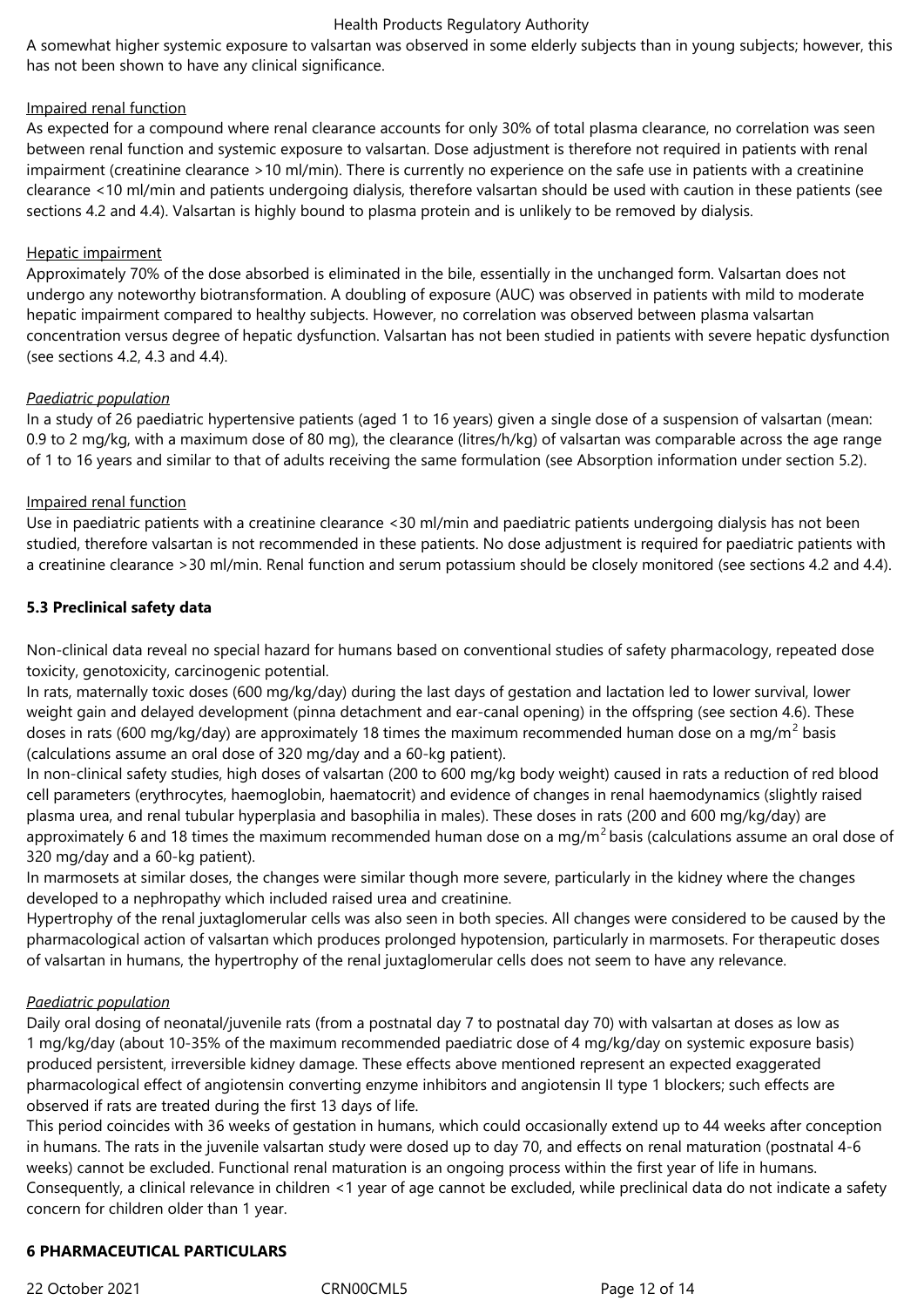A somewhat higher systemic exposure to valsartan was observed in some elderly subjects than in young subjects; however, this has not been shown to have any clinical significance.

Impaired renal function

As expected for a compound where renal clearance accounts for only 30% of total plasma clearance, no correlation was seen between renal function and systemic exposure to valsartan. Dose adjustment is therefore not required in patients with renal impairment (creatinine clearance >10 ml/min). There is currently no experience on the safe use in patients with a creatinine clearance <10 ml/min and patients undergoing dialysis, therefore valsartan should be used with caution in these patients (see sections 4.2 and 4.4). Valsartan is highly bound to plasma protein and is unlikely to be removed by dialysis.

Hepatic impairment

Approximately 70% of the dose absorbed is eliminated in the bile, essentially in the unchanged form. Valsartan does not undergo any noteworthy biotransformation. A doubling of exposure (AUC) was observed in patients with mild to moderate hepatic impairment compared to healthy subjects. However, no correlation was observed between plasma valsartan concentration versus degree of hepatic dysfunction. Valsartan has not been studied in patients with severe hepatic dysfunction (see sections 4.2, 4.3 and 4.4).

*Paediatric population*

In a study of 26 paediatric hypertensive patients (aged 1 to 16 years) given a single dose of a suspension of valsartan (mean: 0.9 to 2 mg/kg, with a maximum dose of 80 mg), the clearance (litres/h/kg) of valsartan was comparable across the age range of 1 to 16 years and similar to that of adults receiving the same formulation (see Absorption information under section 5.2).

Impaired renal function

Use in paediatric patients with a creatinine clearance <30 ml/min and paediatric patients undergoing dialysis has not been studied, therefore valsartan is not recommended in these patients. No dose adjustment is required for paediatric patients with a creatinine clearance >30 ml/min. Renal function and serum potassium should be closely monitored (see sections 4.2 and 4.4).

**5.3 Preclinical safety data**

Non-clinical data reveal no special hazard for humans based on conventional studies of safety pharmacology, repeated dose toxicity, genotoxicity, carcinogenic potential.

In rats, maternally toxic doses (600 mg/kg/day) during the last days of gestation and lactation led to lower survival, lower weight gain and delayed development (pinna detachment and ear-canal opening) in the offspring (see section 4.6). These doses in rats (600 mg/kg/day) are approximately 18 times the maximum recommended human dose on a mg/$m^2$ basis (calculations assume an oral dose of 320 mg/day and a 60-kg patient).

In non-clinical safety studies, high doses of valsartan (200 to 600 mg/kg body weight) caused in rats a reduction of red blood cell parameters (erythrocytes, haemoglobin, haematocrit) and evidence of changes in renal haemodynamics (slightly raised plasma urea, and renal tubular hyperplasia and basophilia in males). These doses in rats (200 and 600 mg/kg/day) are approximately 6 and 18 times the maximum recommended human dose on a mg/$m^2$ basis (calculations assume an oral dose of 320 mg/day and a 60-kg patient).

In marmosets at similar doses, the changes were similar though more severe, particularly in the kidney where the changes developed to a nephropathy which included raised urea and creatinine.

Hypertrophy of the renal juxtaglomerular cells was also seen in both species. All changes were considered to be caused by the pharmacological action of valsartan which produces prolonged hypotension, particularly in marmosets. For therapeutic doses of valsartan in humans, the hypertrophy of the renal juxtaglomerular cells does not seem to have any relevance.

*Paediatric population*

Daily oral dosing of neonatal/juvenile rats (from a postnatal day 7 to postnatal day 70) with valsartan at doses as low as 1 mg/kg/day (about 10-35% of the maximum recommended paediatric dose of 4 mg/kg/day on systemic exposure basis) produced persistent, irreversible kidney damage. These effects above mentioned represent an expected exaggerated pharmacological effect of angiotensin converting enzyme inhibitors and angiotensin II type 1 blockers; such effects are observed if rats are treated during the first 13 days of life.

This period coincides with 36 weeks of gestation in humans, which could occasionally extend up to 44 weeks after conception in humans. The rats in the juvenile valsartan study were dosed up to day 70, and effects on renal maturation (postnatal 4-6 weeks) cannot be excluded. Functional renal maturation is an ongoing process within the first year of life in humans. Consequently, a clinical relevance in children <1 year of age cannot be excluded, while preclinical data do not indicate a safety concern for children older than 1 year.

**6 PHARMACEUTICAL PARTICULARS**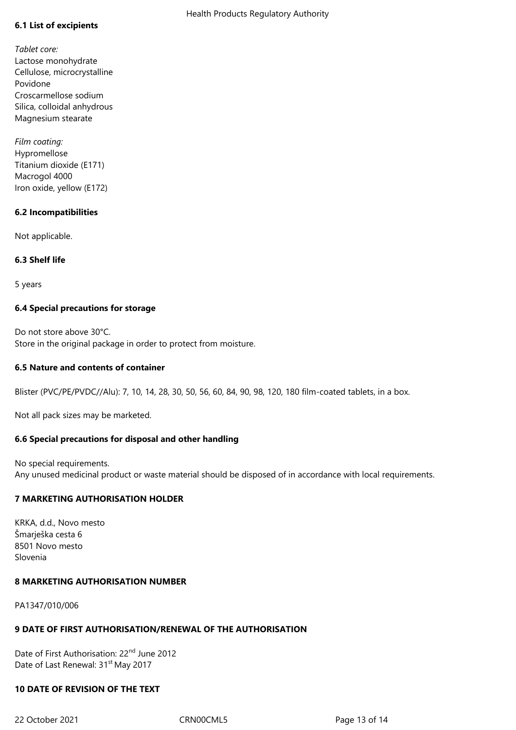## 6.1 List of excipients

*Tablet core:*
Lactose monohydrate
Cellulose, microcrystalline
Povidone
Croscarmellose sodium
Silica, colloidal anhydrous
Magnesium stearate

*Film coating:*
Hypromellose
Titanium dioxide (E171)
Macrogol 4000
Iron oxide, yellow (E172)

## 6.2 Incompatibilities

Not applicable.

## 6.3 Shelf life

5 years

## 6.4 Special precautions for storage

Do not store above 30°C.
Store in the original package in order to protect from moisture.

## 6.5 Nature and contents of container

Blister (PVC/PE/PVDC//Alu): 7, 10, 14, 28, 30, 50, 56, 60, 84, 90, 98, 120, 180 film-coated tablets, in a box.

Not all pack sizes may be marketed.

## 6.6 Special precautions for disposal and other handling

No special requirements.
Any unused medicinal product or waste material should be disposed of in accordance with local requirements.

# 7 MARKETING AUTHORISATION HOLDER

KRKA, d.d., Novo mesto
Šmarješka cesta 6
8501 Novo mesto
Slovenia

# 8 MARKETING AUTHORISATION NUMBER

PA1347/010/006

# 9 DATE OF FIRST AUTHORISATION/RENEWAL OF THE AUTHORISATION

Date of First Authorisation: 22nd June 2012
Date of Last Renewal: 31st May 2017

# 10 DATE OF REVISION OF THE TEXT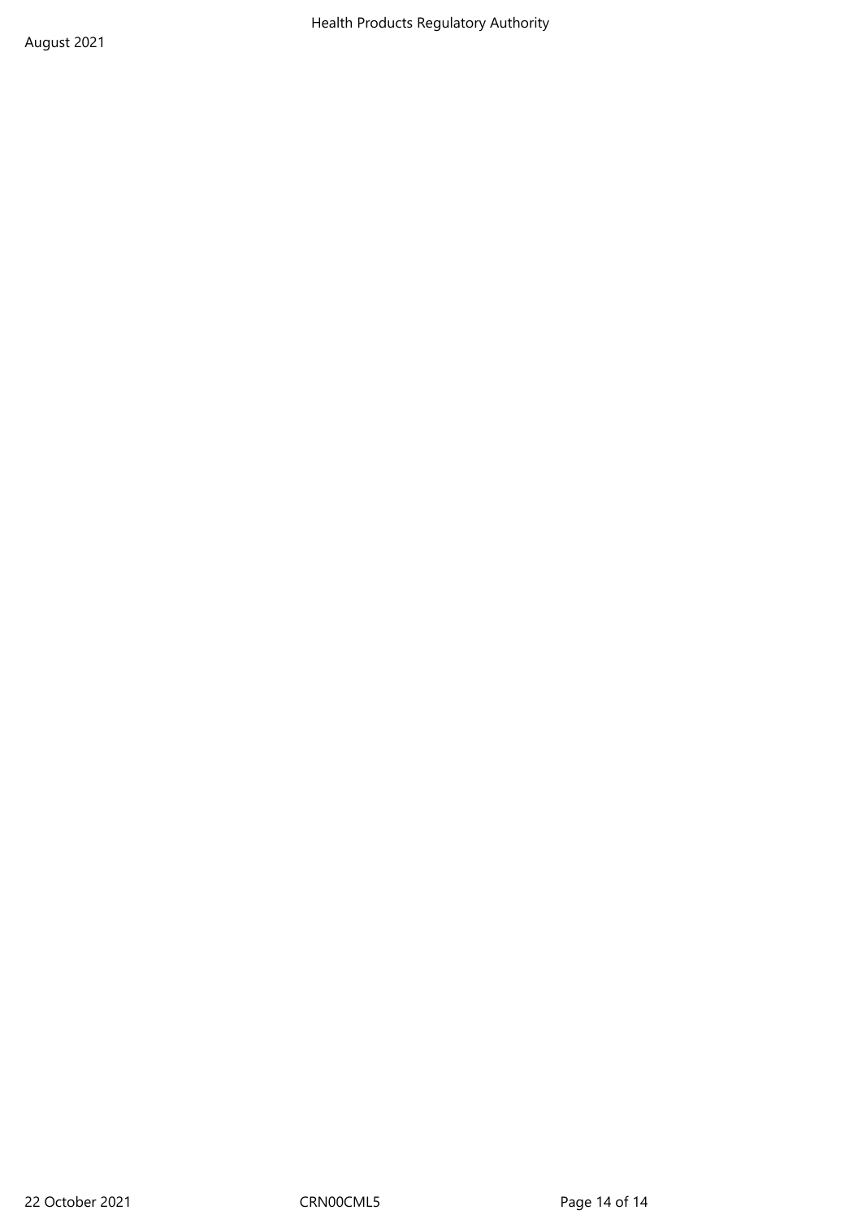August 2021